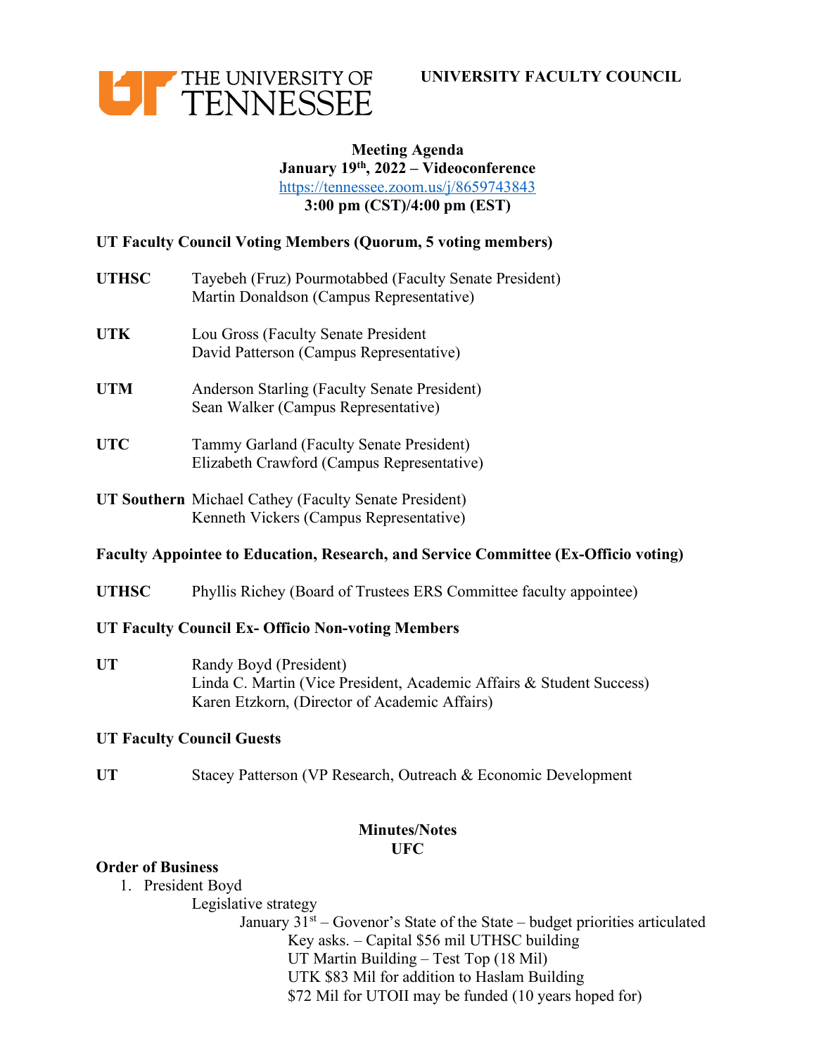**UNIVERSITY FACULTY COUNCIL**

**Meeting Agenda**
**January 19th, 2022 – Videoconference**
https://tennessee.zoom.us/j/8659743843
**3:00 pm (CST)/4:00 pm (EST)**

**UT Faculty Council Voting Members (Quorum, 5 voting members)**

**UTHSC** Tayebeh (Fruz) Pourmotabbed (Faculty Senate President)
Martin Donaldson (Campus Representative)

**UTK** Lou Gross (Faculty Senate President
David Patterson (Campus Representative)

**UTM** Anderson Starling (Faculty Senate President)
Sean Walker (Campus Representative)

**UTC** Tammy Garland (Faculty Senate President)
Elizabeth Crawford (Campus Representative)

**UT Southern** Michael Cathey (Faculty Senate President)
Kenneth Vickers (Campus Representative)

**Faculty Appointee to Education, Research, and Service Committee (Ex-Officio voting)**

**UTHSC** Phyllis Richey (Board of Trustees ERS Committee faculty appointee)

**UT Faculty Council Ex- Officio Non-voting Members**

**UT** Randy Boyd (President)
Linda C. Martin (Vice President, Academic Affairs & Student Success)
Karen Etzkorn, (Director of Academic Affairs)

**UT Faculty Council Guests**

**UT** Stacey Patterson (VP Research, Outreach & Economic Development

**Minutes/Notes**
**UFC**

**Order of Business**

1. President Boyd
   - Legislative strategy
     - January 31st – Govenor's State of the State – budget priorities articulated
       - Key asks. – Capital $56 mil UTHSC building
       - UT Martin Building – Test Top (18 Mil)
       - UTK $83 Mil for addition to Haslam Building
       - $72 Mil for UTOII may be funded (10 years hoped for)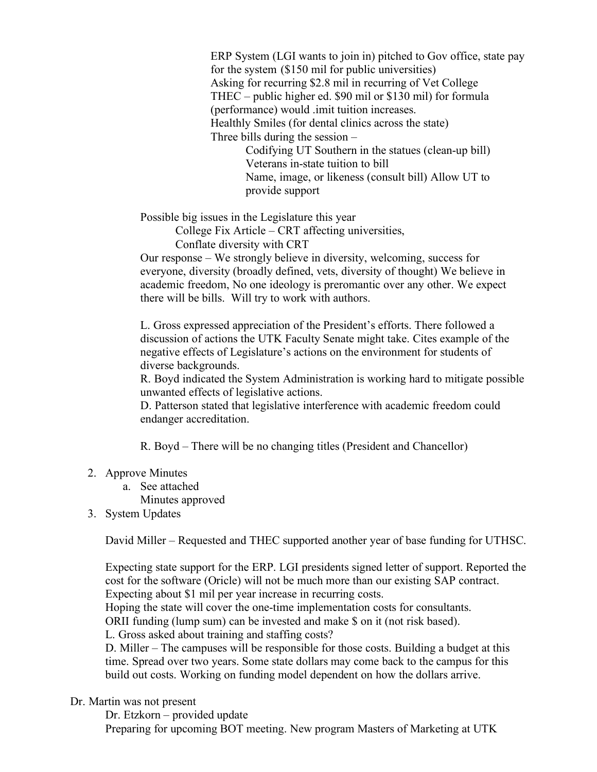ERP System (LGI wants to join in) pitched to Gov office, state pay for the system ($150 mil for public universities)
Asking for recurring $2.8 mil in recurring of Vet College
THEC – public higher ed. $90 mil or $130 mil) for formula (performance) would .imit tuition increases.
Healthly Smiles (for dental clinics across the state)
Three bills during the session –

- Codifying UT Southern in the statues (clean-up bill)
- Veterans in-state tuition to bill
- Name, image, or likeness (consult bill) Allow UT to provide support

Possible big issues in the Legislature this year

- College Fix Article – CRT affecting universities,
- Conflate diversity with CRT

Our response – We strongly believe in diversity, welcoming, success for everyone, diversity (broadly defined, vets, diversity of thought) We believe in academic freedom, No one ideology is preromantic over any other. We expect there will be bills. Will try to work with authors.

L. Gross expressed appreciation of the President's efforts. There followed a discussion of actions the UTK Faculty Senate might take. Cites example of the negative effects of Legislature's actions on the environment for students of diverse backgrounds.
R. Boyd indicated the System Administration is working hard to mitigate possible unwanted effects of legislative actions.
D. Patterson stated that legislative interference with academic freedom could endanger accreditation.

R. Boyd – There will be no changing titles (President and Chancellor)

2. Approve Minutes
   a. See attached
      Minutes approved
3. System Updates

David Miller – Requested and THEC supported another year of base funding for UTHSC.

Expecting state support for the ERP. LGI presidents signed letter of support. Reported the cost for the software (Oricle) will not be much more than our existing SAP contract. Expecting about $1 mil per year increase in recurring costs.
Hoping the state will cover the one-time implementation costs for consultants.
ORII funding (lump sum) can be invested and make $ on it (not risk based).
L. Gross asked about training and staffing costs?
D. Miller – The campuses will be responsible for those costs. Building a budget at this time. Spread over two years. Some state dollars may come back to the campus for this build out costs. Working on funding model dependent on how the dollars arrive.

Dr. Martin was not present

Dr. Etzkorn – provided update
Preparing for upcoming BOT meeting. New program Masters of Marketing at UTK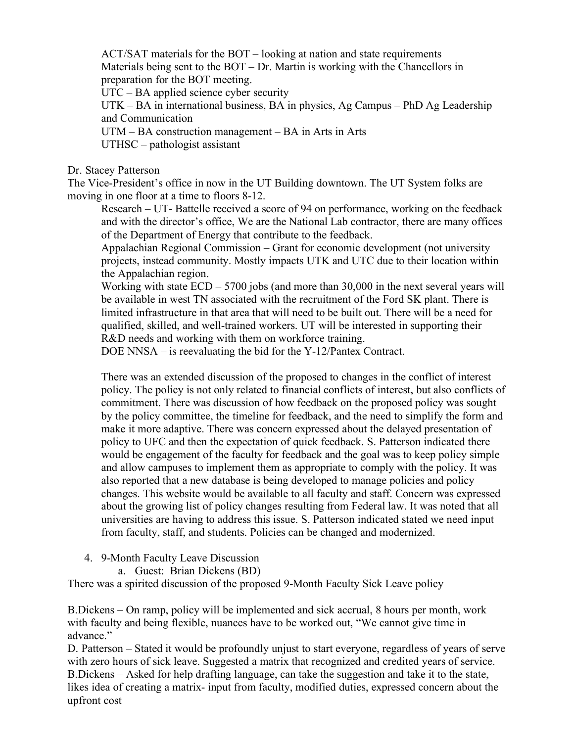ACT/SAT materials for the BOT – looking at nation and state requirements
Materials being sent to the BOT – Dr. Martin is working with the Chancellors in preparation for the BOT meeting.
UTC – BA applied science cyber security
UTK – BA in international business, BA in physics, Ag Campus – PhD Ag Leadership and Communication
UTM – BA construction management – BA in Arts in Arts
UTHSC – pathologist assistant

Dr. Stacey Patterson
The Vice-President's office in now in the UT Building downtown. The UT System folks are moving in one floor at a time to floors 8-12.

Research – UT- Battelle received a score of 94 on performance, working on the feedback and with the director's office, We are the National Lab contractor, there are many offices of the Department of Energy that contribute to the feedback.
Appalachian Regional Commission – Grant for economic development (not university projects, instead community. Mostly impacts UTK and UTC due to their location within the Appalachian region.
Working with state ECD – 5700 jobs (and more than 30,000 in the next several years will be available in west TN associated with the recruitment of the Ford SK plant. There is limited infrastructure in that area that will need to be built out. There will be a need for qualified, skilled, and well-trained workers. UT will be interested in supporting their R&D needs and working with them on workforce training.
DOE NNSA – is reevaluating the bid for the Y-12/Pantex Contract.

There was an extended discussion of the proposed to changes in the conflict of interest policy. The policy is not only related to financial conflicts of interest, but also conflicts of commitment. There was discussion of how feedback on the proposed policy was sought by the policy committee, the timeline for feedback, and the need to simplify the form and make it more adaptive. There was concern expressed about the delayed presentation of policy to UFC and then the expectation of quick feedback. S. Patterson indicated there would be engagement of the faculty for feedback and the goal was to keep policy simple and allow campuses to implement them as appropriate to comply with the policy. It was also reported that a new database is being developed to manage policies and policy changes. This website would be available to all faculty and staff. Concern was expressed about the growing list of policy changes resulting from Federal law. It was noted that all universities are having to address this issue. S. Patterson indicated stated we need input from faculty, staff, and students. Policies can be changed and modernized.

4. 9-Month Faculty Leave Discussion
   a. Guest: Brian Dickens (BD)

There was a spirited discussion of the proposed 9-Month Faculty Sick Leave policy

B.Dickens – On ramp, policy will be implemented and sick accrual, 8 hours per month, work with faculty and being flexible, nuances have to be worked out, "We cannot give time in advance."
D. Patterson – Stated it would be profoundly unjust to start everyone, regardless of years of serve with zero hours of sick leave. Suggested a matrix that recognized and credited years of service.
B.Dickens – Asked for help drafting language, can take the suggestion and take it to the state, likes idea of creating a matrix- input from faculty, modified duties, expressed concern about the upfront cost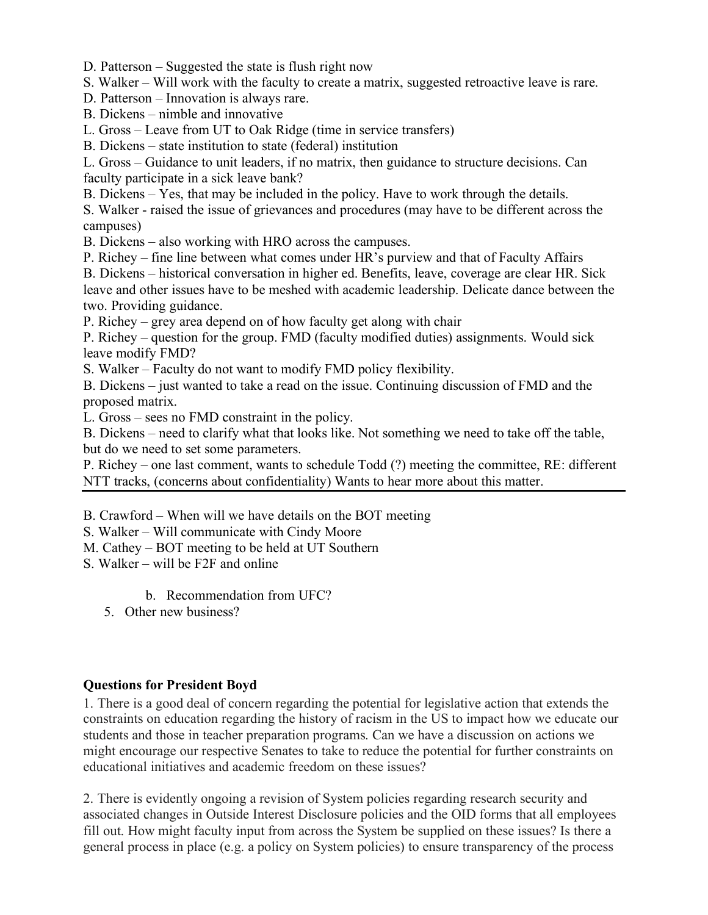D. Patterson – Suggested the state is flush right now

S. Walker – Will work with the faculty to create a matrix, suggested retroactive leave is rare.

D. Patterson – Innovation is always rare.

B. Dickens – nimble and innovative

L. Gross – Leave from UT to Oak Ridge (time in service transfers)

B. Dickens – state institution to state (federal) institution

L. Gross – Guidance to unit leaders, if no matrix, then guidance to structure decisions. Can faculty participate in a sick leave bank?

B. Dickens – Yes, that may be included in the policy. Have to work through the details.

S. Walker - raised the issue of grievances and procedures (may have to be different across the campuses)

B. Dickens – also working with HRO across the campuses.

P. Richey – fine line between what comes under HR's purview and that of Faculty Affairs

B. Dickens – historical conversation in higher ed. Benefits, leave, coverage are clear HR. Sick leave and other issues have to be meshed with academic leadership. Delicate dance between the two. Providing guidance.

P. Richey – grey area depend on of how faculty get along with chair

P. Richey – question for the group. FMD (faculty modified duties) assignments. Would sick leave modify FMD?

S. Walker – Faculty do not want to modify FMD policy flexibility.

B. Dickens – just wanted to take a read on the issue. Continuing discussion of FMD and the proposed matrix.

L. Gross – sees no FMD constraint in the policy.

B. Dickens – need to clarify what that looks like. Not something we need to take off the table, but do we need to set some parameters.

P. Richey – one last comment, wants to schedule Todd (?) meeting the committee, RE: different NTT tracks, (concerns about confidentiality) Wants to hear more about this matter.

---

B. Crawford – When will we have details on the BOT meeting

S. Walker – Will communicate with Cindy Moore

M. Cathey – BOT meeting to be held at UT Southern

S. Walker – will be F2F and online

   b. Recommendation from UFC?

5. Other new business?

**Questions for President Boyd**

1. There is a good deal of concern regarding the potential for legislative action that extends the constraints on education regarding the history of racism in the US to impact how we educate our students and those in teacher preparation programs. Can we have a discussion on actions we might encourage our respective Senates to take to reduce the potential for further constraints on educational initiatives and academic freedom on these issues?

2. There is evidently ongoing a revision of System policies regarding research security and associated changes in Outside Interest Disclosure policies and the OID forms that all employees fill out. How might faculty input from across the System be supplied on these issues? Is there a general process in place (e.g. a policy on System policies) to ensure transparency of the process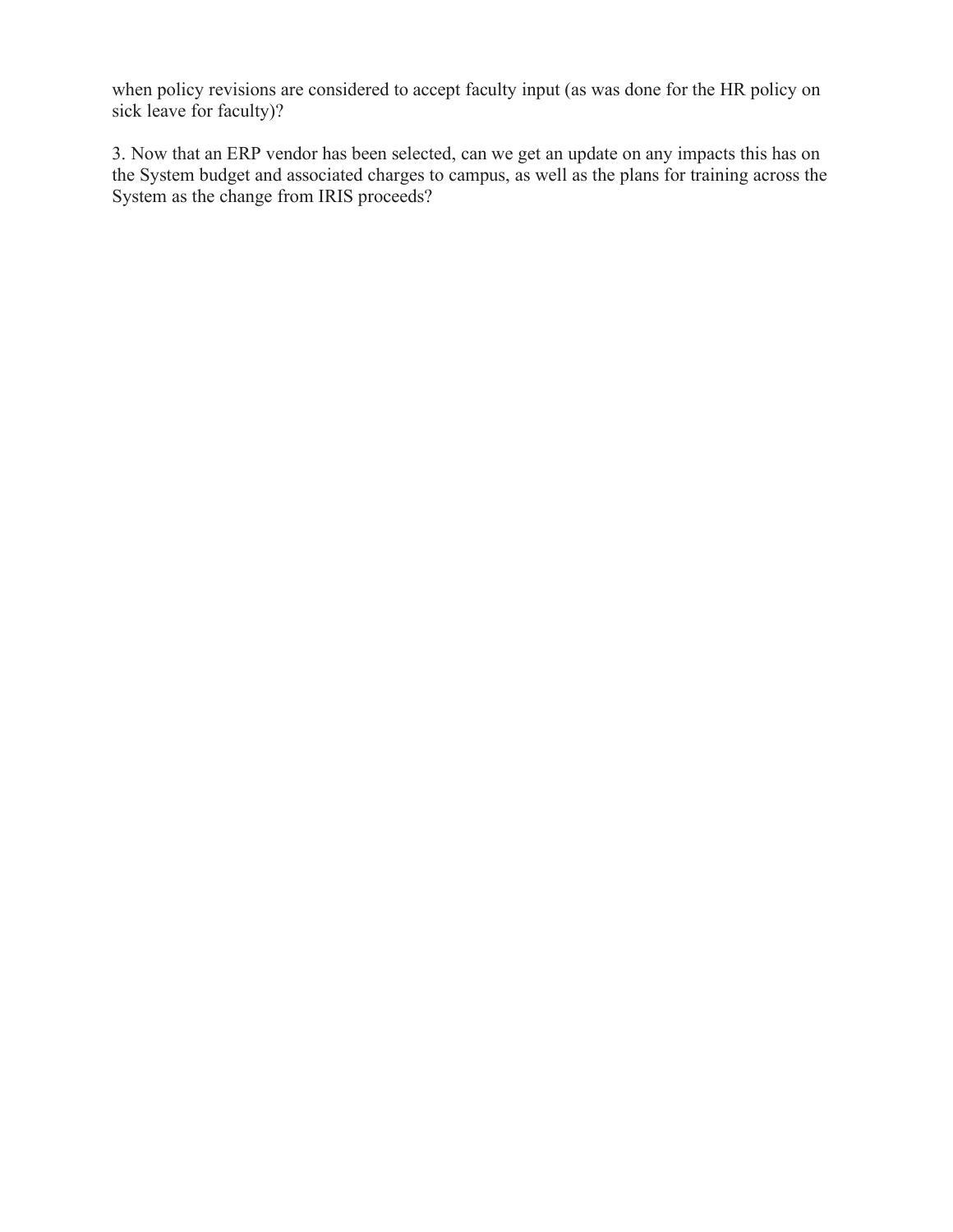when policy revisions are considered to accept faculty input (as was done for the HR policy on sick leave for faculty)?

3. Now that an ERP vendor has been selected, can we get an update on any impacts this has on the System budget and associated charges to campus, as well as the plans for training across the System as the change from IRIS proceeds?